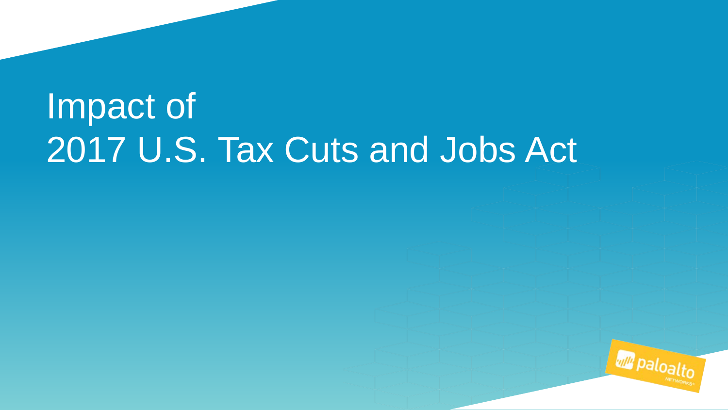# Impact of
# 2017 U.S. Tax Cuts and Jobs Act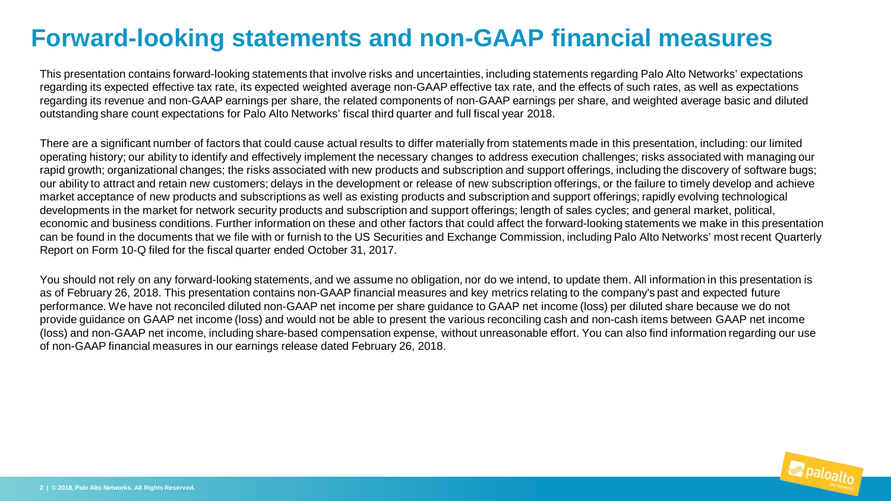# Forward-looking statements and non-GAAP financial measures

This presentation contains forward-looking statements that involve risks and uncertainties, including statements regarding Palo Alto Networks' expectations regarding its expected effective tax rate, its expected weighted average non-GAAP effective tax rate, and the effects of such rates, as well as expectations regarding its revenue and non-GAAP earnings per share, the related components of non-GAAP earnings per share, and weighted average basic and diluted outstanding share count expectations for Palo Alto Networks' fiscal third quarter and full fiscal year 2018.

There are a significant number of factors that could cause actual results to differ materially from statements made in this presentation, including: our limited operating history; our ability to identify and effectively implement the necessary changes to address execution challenges; risks associated with managing our rapid growth; organizational changes; the risks associated with new products and subscription and support offerings, including the discovery of software bugs; our ability to attract and retain new customers; delays in the development or release of new subscription offerings, or the failure to timely develop and achieve market acceptance of new products and subscriptions as well as existing products and subscription and support offerings; rapidly evolving technological developments in the market for network security products and subscription and support offerings; length of sales cycles; and general market, political, economic and business conditions. Further information on these and other factors that could affect the forward-looking statements we make in this presentation can be found in the documents that we file with or furnish to the US Securities and Exchange Commission, including Palo Alto Networks' most recent Quarterly Report on Form 10-Q filed for the fiscal quarter ended October 31, 2017.

You should not rely on any forward-looking statements, and we assume no obligation, nor do we intend, to update them. All information in this presentation is as of February 26, 2018. This presentation contains non-GAAP financial measures and key metrics relating to the company's past and expected future performance. We have not reconciled diluted non-GAAP net income per share guidance to GAAP net income (loss) per diluted share because we do not provide guidance on GAAP net income (loss) and would not be able to present the various reconciling cash and non-cash items between GAAP net income (loss) and non-GAAP net income, including share-based compensation expense, without unreasonable effort. You can also find information regarding our use of non-GAAP financial measures in our earnings release dated February 26, 2018.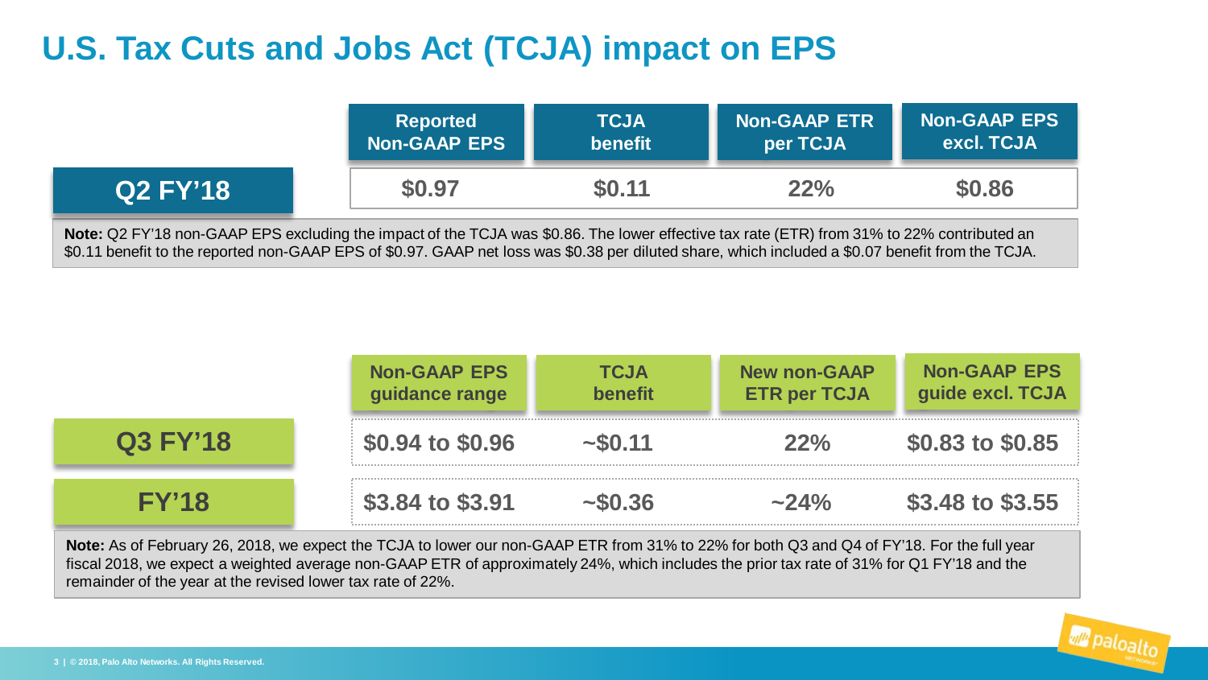# U.S. Tax Cuts and Jobs Act (TCJA) impact on EPS

| | Reported Non-GAAP EPS | TCJA benefit | Non-GAAP ETR per TCJA | Non-GAAP EPS excl. TCJA |
|---|---|---|---|---|
| **Q2 FY'18** | $0.97 | $0.11 | 22% | $0.86 |

**Note:** Q2 FY'18 non-GAAP EPS excluding the impact of the TCJA was $0.86. The lower effective tax rate (ETR) from 31% to 22% contributed an $0.11 benefit to the reported non-GAAP EPS of $0.97. GAAP net loss was $0.38 per diluted share, which included a $0.07 benefit from the TCJA.

| | Non-GAAP EPS guidance range | TCJA benefit | New non-GAAP ETR per TCJA | Non-GAAP EPS guide excl. TCJA |
|---|---|---|---|---|
| **Q3 FY'18** | $0.94 to $0.96 | ~$0.11 | 22% | $0.83 to $0.85 |
| **FY'18** | $3.84 to $3.91 | ~$0.36 | ~24% | $3.48 to $3.55 |

**Note:** As of February 26, 2018, we expect the TCJA to lower our non-GAAP ETR from 31% to 22% for both Q3 and Q4 of FY'18. For the full year fiscal 2018, we expect a weighted average non-GAAP ETR of approximately 24%, which includes the prior tax rate of 31% for Q1 FY'18 and the remainder of the year at the revised lower tax rate of 22%.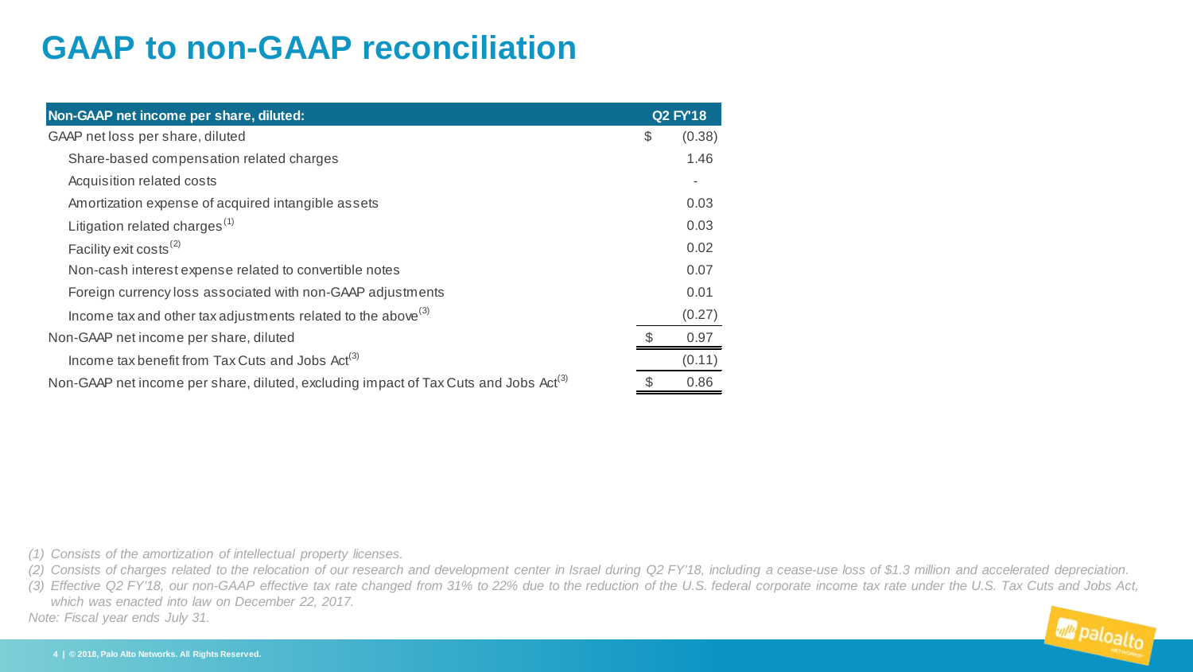# GAAP to non-GAAP reconciliation

| Non-GAAP net income per share, diluted: | Q2 FY'18 |
|---|---|
| GAAP net loss per share, diluted | $ (0.38) |
| Share-based compensation related charges | 1.46 |
| Acquisition related costs | - |
| Amortization expense of acquired intangible assets | 0.03 |
| Litigation related charges[(1)] | 0.03 |
| Facility exit costs[(2)] | 0.02 |
| Non-cash interest expense related to convertible notes | 0.07 |
| Foreign currency loss associated with non-GAAP adjustments | 0.01 |
| Income tax and other tax adjustments related to the above[(3)] | (0.27) |
| Non-GAAP net income per share, diluted | $ 0.97 |
| Income tax benefit from Tax Cuts and Jobs Act[(3)] | (0.11) |
| Non-GAAP net income per share, diluted, excluding impact of Tax Cuts and Jobs Act[(3)] | $ 0.86 |

*(1) Consists of the amortization of intellectual property licenses.*

*(2) Consists of charges related to the relocation of our research and development center in Israel during Q2 FY'18, including a cease-use loss of $1.3 million and accelerated depreciation.*

*(3) Effective Q2 FY'18, our non-GAAP effective tax rate changed from 31% to 22% due to the reduction of the U.S. federal corporate income tax rate under the U.S. Tax Cuts and Jobs Act, which was enacted into law on December 22, 2017.*

*Note: Fiscal year ends July 31.*